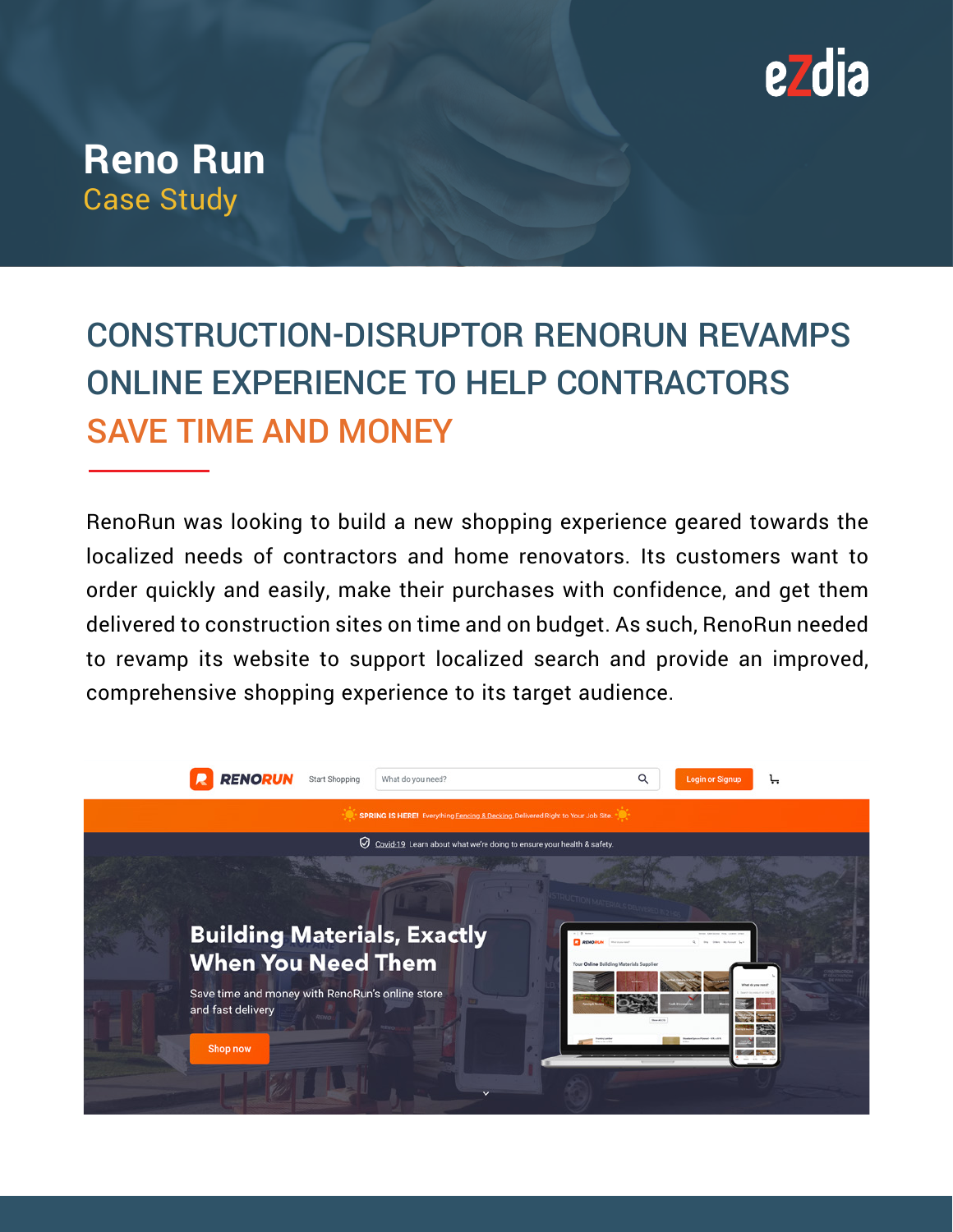eZdia

# Reno Run

## Case Study

## CONSTRUCTION-DISRUPTOR RENORUN REVAMPS ONLINE EXPERIENCE TO HELP CONTRACTORS SAVE TIME AND MONEY

RenoRun was looking to build a new shopping experience geared towards the localized needs of contractors and home renovators. Its customers want to order quickly and easily, make their purchases with confidence, and get them delivered to construction sites on time and on budget. As such, RenoRun needed to revamp its website to support localized search and provide an improved, comprehensive shopping experience to its target audience.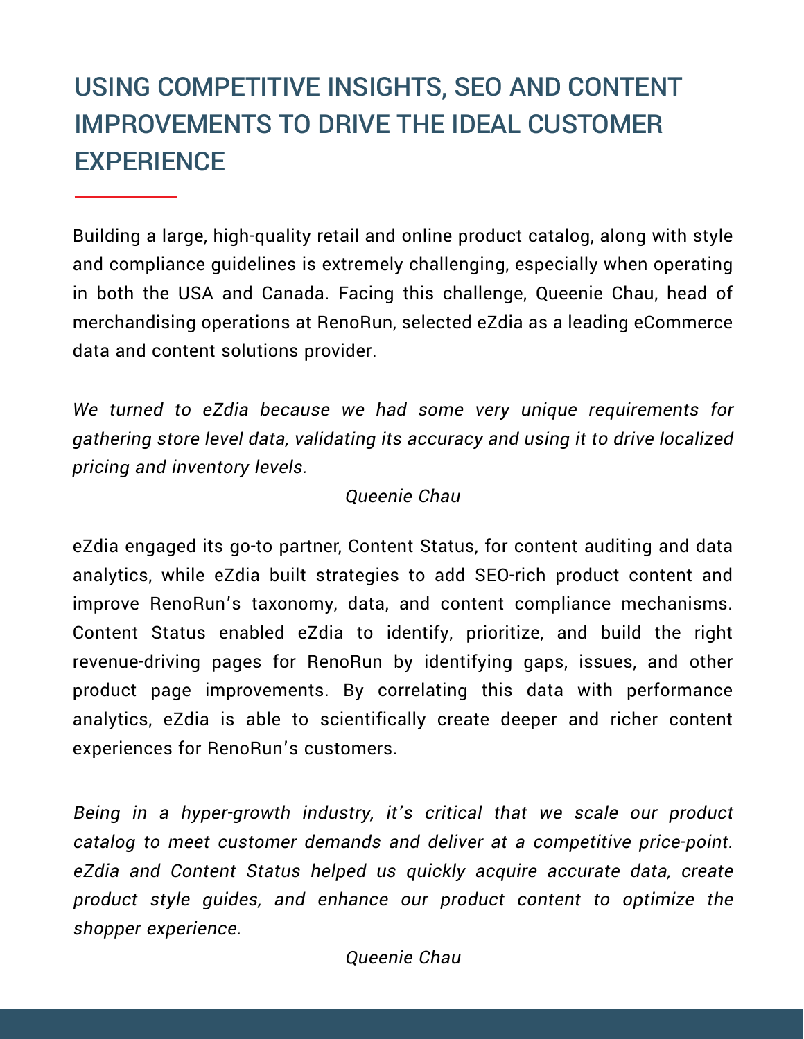# USING COMPETITIVE INSIGHTS, SEO AND CONTENT IMPROVEMENTS TO DRIVE THE IDEAL CUSTOMER EXPERIENCE

Building a large, high-quality retail and online product catalog, along with style and compliance guidelines is extremely challenging, especially when operating in both the USA and Canada. Facing this challenge, Queenie Chau, head of merchandising operations at RenoRun, selected eZdia as a leading eCommerce data and content solutions provider.

*We turned to eZdia because we had some very unique requirements for gathering store level data, validating its accuracy and using it to drive localized pricing and inventory levels.*

*Queenie Chau*

eZdia engaged its go-to partner, Content Status, for content auditing and data analytics, while eZdia built strategies to add SEO-rich product content and improve RenoRun's taxonomy, data, and content compliance mechanisms. Content Status enabled eZdia to identify, prioritize, and build the right revenue-driving pages for RenoRun by identifying gaps, issues, and other product page improvements. By correlating this data with performance analytics, eZdia is able to scientifically create deeper and richer content experiences for RenoRun's customers.

*Being in a hyper-growth industry, it's critical that we scale our product catalog to meet customer demands and deliver at a competitive price-point. eZdia and Content Status helped us quickly acquire accurate data, create product style guides, and enhance our product content to optimize the shopper experience.*

*Queenie Chau*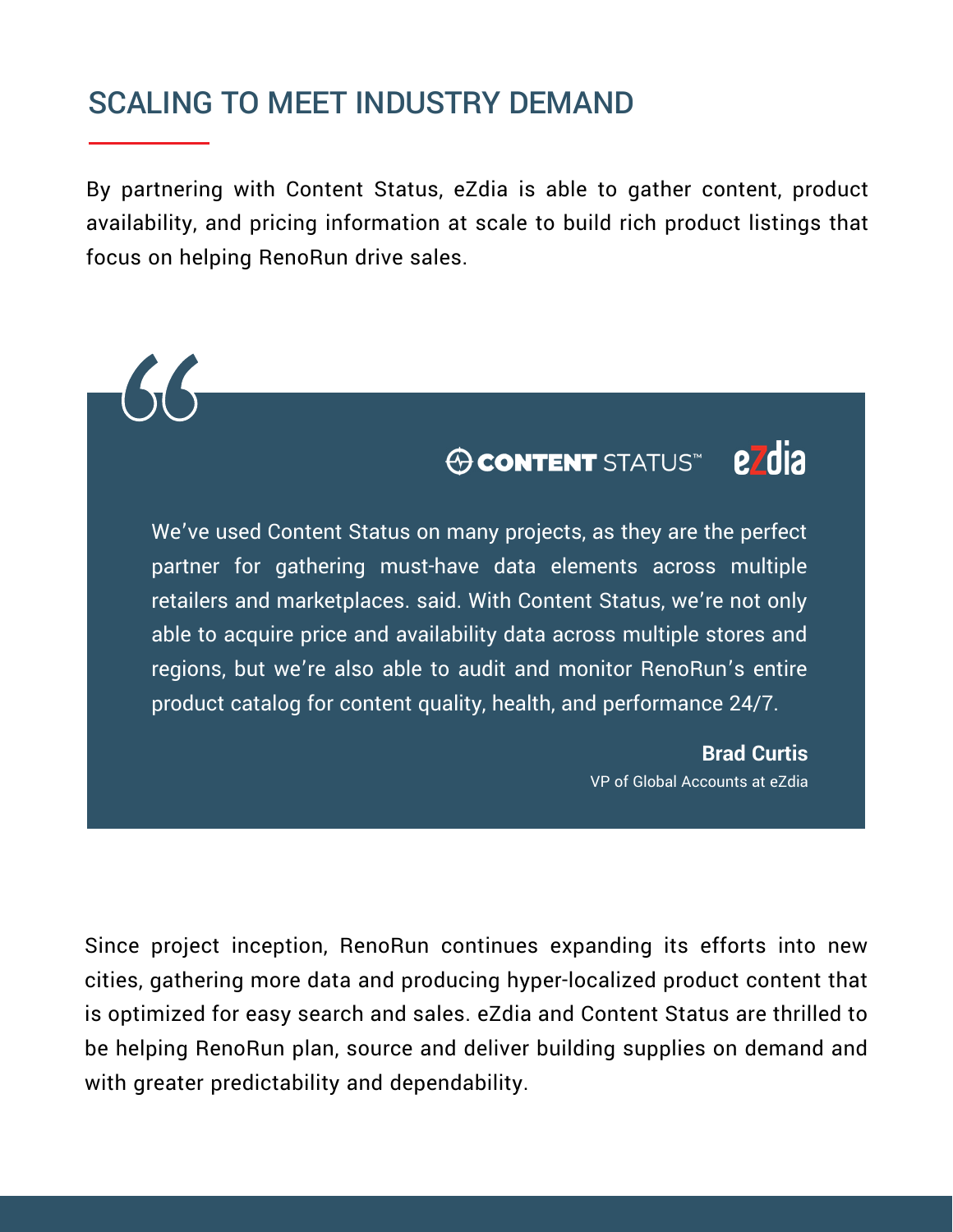## SCALING TO MEET INDUSTRY DEMAND

By partnering with Content Status, eZdia is able to gather content, product availability, and pricing information at scale to build rich product listings that focus on helping RenoRun drive sales.

> CONTENT STATUS™ eZdia
>
> We've used Content Status on many projects, as they are the perfect partner for gathering must-have data elements across multiple retailers and marketplaces. said. With Content Status, we're not only able to acquire price and availability data across multiple stores and regions, but we're also able to audit and monitor RenoRun's entire product catalog for content quality, health, and performance 24/7.
>
> **Brad Curtis**
> VP of Global Accounts at eZdia

Since project inception, RenoRun continues expanding its efforts into new cities, gathering more data and producing hyper-localized product content that is optimized for easy search and sales. eZdia and Content Status are thrilled to be helping RenoRun plan, source and deliver building supplies on demand and with greater predictability and dependability.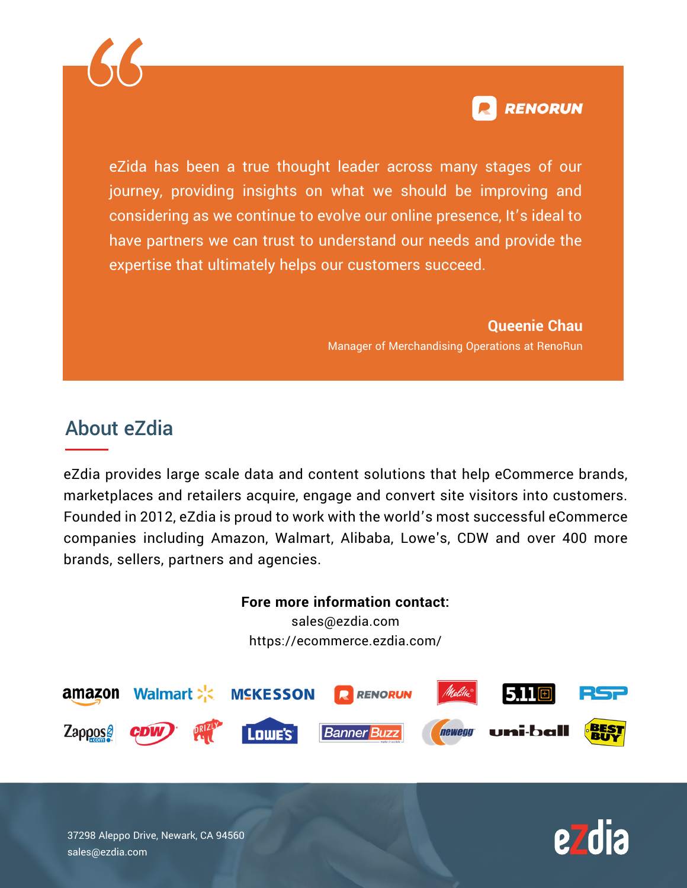RENORUN

> eZida has been a true thought leader across many stages of our journey, providing insights on what we should be improving and considering as we continue to evolve our online presence, It's ideal to have partners we can trust to understand our needs and provide the expertise that ultimately helps our customers succeed.

**Queenie Chau**
Manager of Merchandising Operations at RenoRun

## About eZdia

eZdia provides large scale data and content solutions that help eCommerce brands, marketplaces and retailers acquire, engage and convert site visitors into customers. Founded in 2012, eZdia is proud to work with the world's most successful eCommerce companies including Amazon, Walmart, Alibaba, Lowe's, CDW and over 400 more brands, sellers, partners and agencies.

**Fore more information contact:**
sales@ezdia.com
https://ecommerce.ezdia.com/

37298 Aleppo Drive, Newark, CA 94560
sales@ezdia.com

eZdia